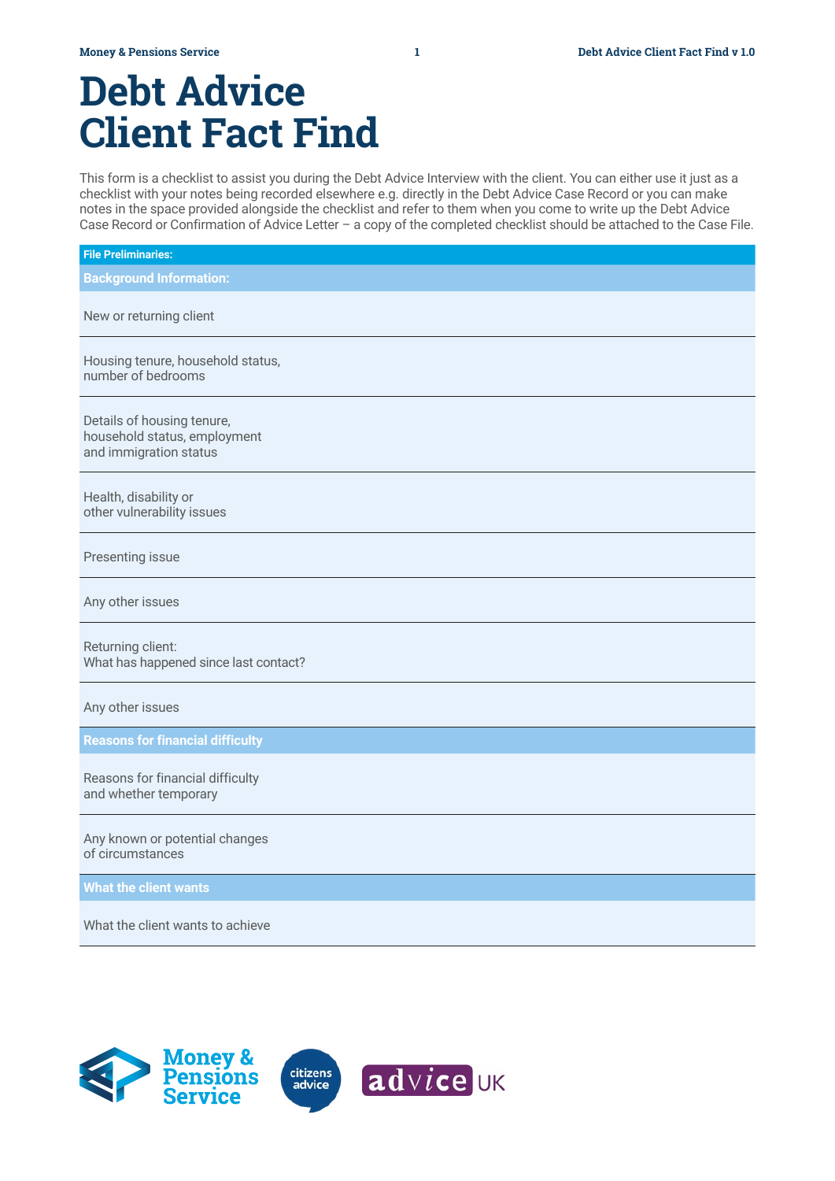# Debt Advice Client Fact Find

This form is a checklist to assist you during the Debt Advice Interview with the client. You can either use it just as a checklist with your notes being recorded elsewhere e.g. directly in the Debt Advice Case Record or you can make notes in the space provided alongside the checklist and refer to them when you come to write up the Debt Advice Case Record or Confirmation of Advice Letter – a copy of the completed checklist should be attached to the Case File.

| File Preliminaries: | |
|---|---|
| **Background Information:** | |
| New or returning client | |
| Housing tenure, household status, number of bedrooms | |
| Details of housing tenure, household status, employment and immigration status | |
| Health, disability or other vulnerability issues | |
| Presenting issue | |
| Any other issues | |
| Returning client: What has happened since last contact? | |
| Any other issues | |
| **Reasons for financial difficulty** | |
| Reasons for financial difficulty and whether temporary | |
| Any known or potential changes of circumstances | |
| **What the client wants** | |
| What the client wants to achieve | |

Money & Pensions Service | citizens advice | advice UK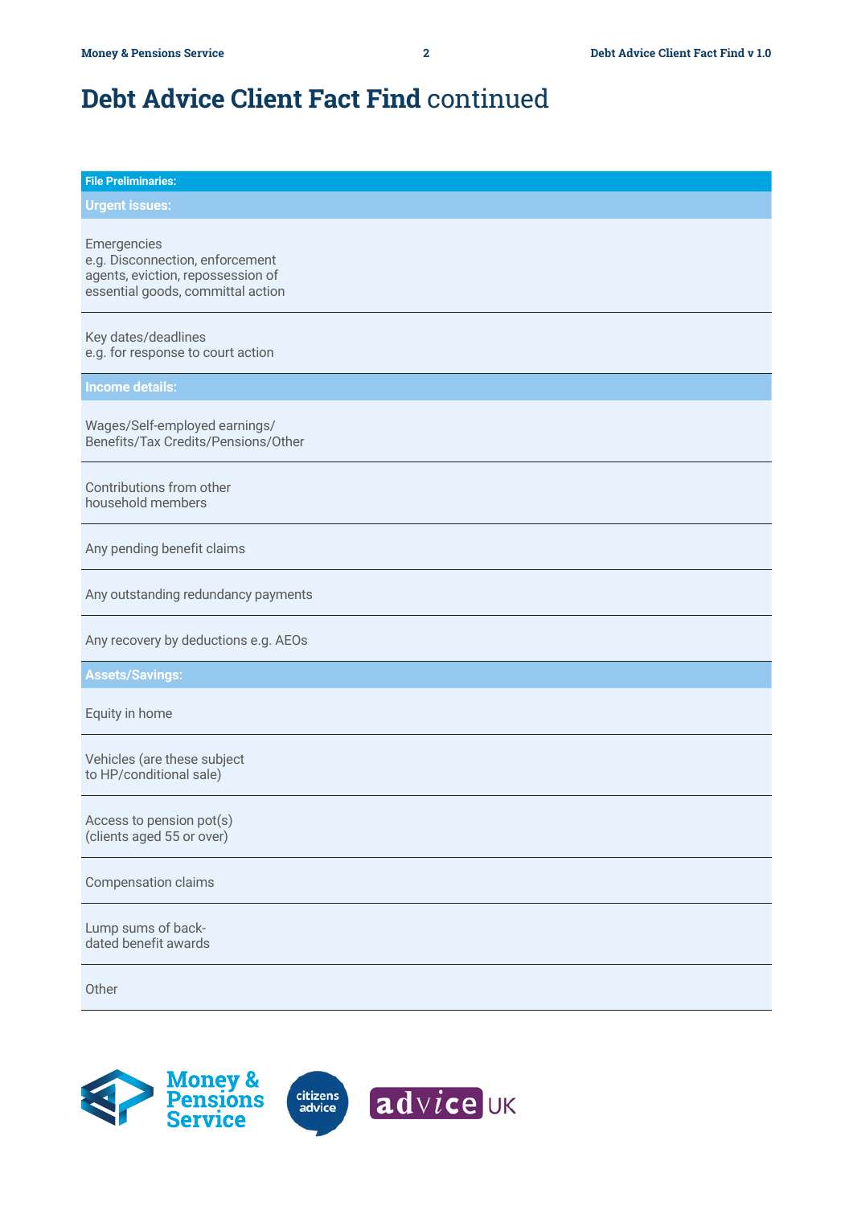# Debt Advice Client Fact Find continued

| File Preliminaries: | |
|---|---|
| **Urgent issues:** | |
| Emergencies<br>e.g. Disconnection, enforcement agents, eviction, repossession of essential goods, committal action | |
| Key dates/deadlines<br>e.g. for response to court action | |
| **Income details:** | |
| Wages/Self-employed earnings/<br>Benefits/Tax Credits/Pensions/Other | |
| Contributions from other household members | |
| Any pending benefit claims | |
| Any outstanding redundancy payments | |
| Any recovery by deductions e.g. AEOs | |
| **Assets/Savings:** | |
| Equity in home | |
| Vehicles (are these subject to HP/conditional sale) | |
| Access to pension pot(s)<br>(clients aged 55 or over) | |
| Compensation claims | |
| Lump sums of back-dated benefit awards | |
| Other | |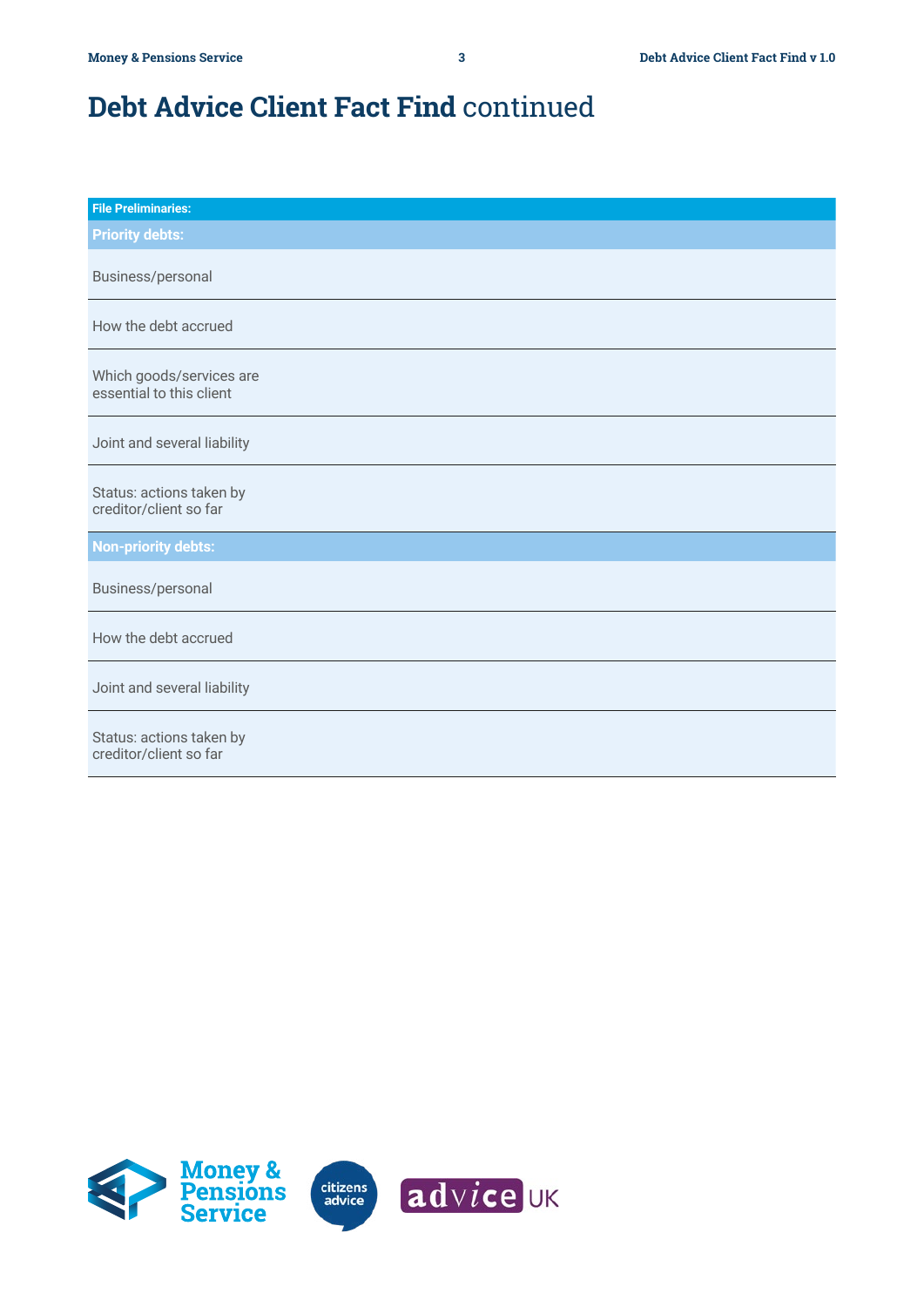# **Debt Advice Client Fact Find** continued

| File Preliminaries: | |
|---|---|
| **Priority debts:** | |
| Business/personal | |
| How the debt accrued | |
| Which goods/services are essential to this client | |
| Joint and several liability | |
| Status: actions taken by creditor/client so far | |
| **Non-priority debts:** | |
| Business/personal | |
| How the debt accrued | |
| Joint and several liability | |
| Status: actions taken by creditor/client so far | |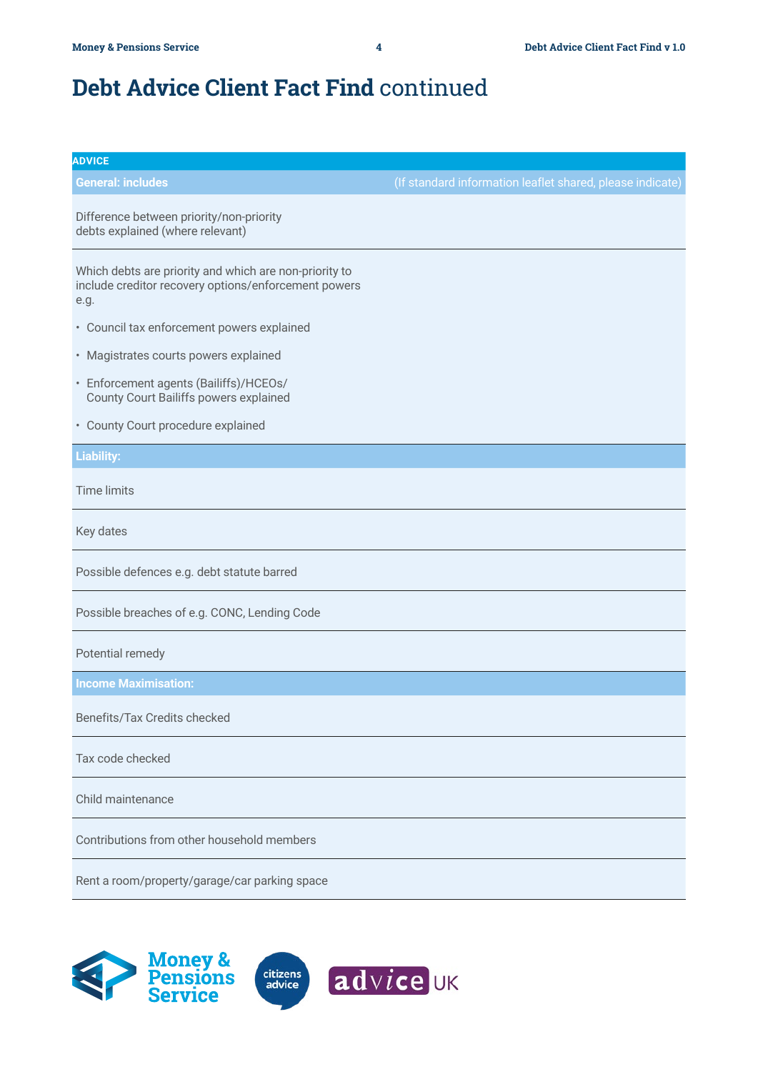# Debt Advice Client Fact Find continued

| ADVICE | |
|---|---|
| **General: includes** | (If standard information leaflet shared, please indicate) |
| Difference between priority/non-priority debts explained (where relevant) | |
| Which debts are priority and which are non-priority to include creditor recovery options/enforcement powers e.g.<br>• Council tax enforcement powers explained<br>• Magistrates courts powers explained<br>• Enforcement agents (Bailiffs)/HCEOs/ County Court Bailiffs powers explained<br>• County Court procedure explained | |
| **Liability:** | |
| Time limits | |
| Key dates | |
| Possible defences e.g. debt statute barred | |
| Possible breaches of e.g. CONC, Lending Code | |
| Potential remedy | |
| **Income Maximisation:** | |
| Benefits/Tax Credits checked | |
| Tax code checked | |
| Child maintenance | |
| Contributions from other household members | |
| Rent a room/property/garage/car parking space | |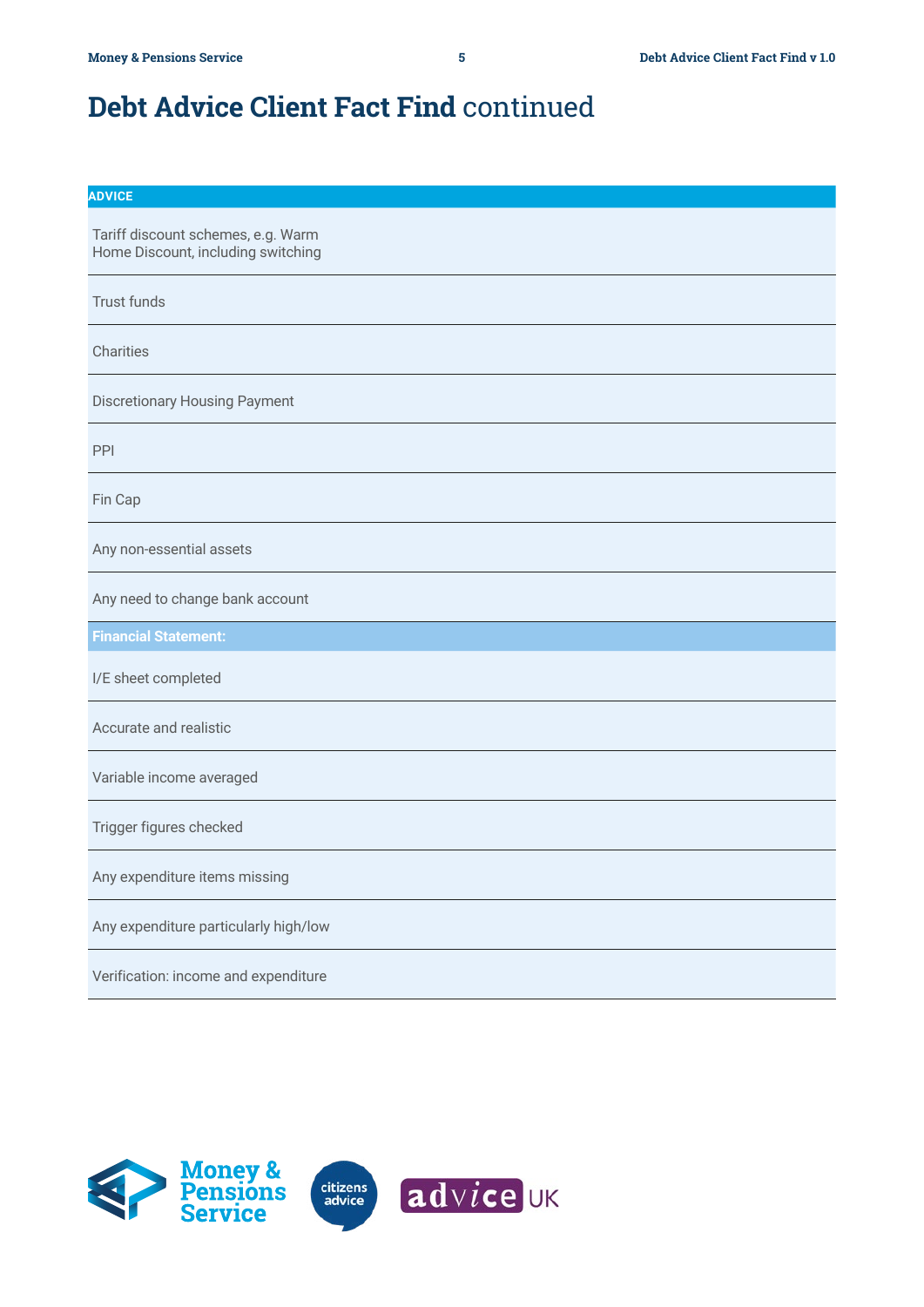# Debt Advice Client Fact Find continued

| ADVICE | |
|---|---|
| Tariff discount schemes, e.g. Warm Home Discount, including switching | |
| Trust funds | |
| Charities | |
| Discretionary Housing Payment | |
| PPI | |
| Fin Cap | |
| Any non-essential assets | |
| Any need to change bank account | |
| **Financial Statement:** | |
| I/E sheet completed | |
| Accurate and realistic | |
| Variable income averaged | |
| Trigger figures checked | |
| Any expenditure items missing | |
| Any expenditure particularly high/low | |
| Verification: income and expenditure | |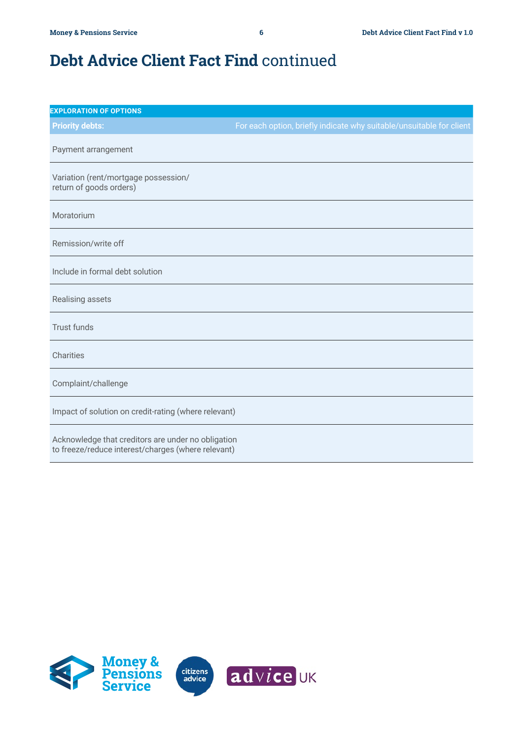# Debt Advice Client Fact Find continued

| EXPLORATION OF OPTIONS | |
|---|---|
| **Priority debts:** | For each option, briefly indicate why suitable/unsuitable for client |
| Payment arrangement | |
| Variation (rent/mortgage possession/ return of goods orders) | |
| Moratorium | |
| Remission/write off | |
| Include in formal debt solution | |
| Realising assets | |
| Trust funds | |
| Charities | |
| Complaint/challenge | |
| Impact of solution on credit-rating (where relevant) | |
| Acknowledge that creditors are under no obligation to freeze/reduce interest/charges (where relevant) | |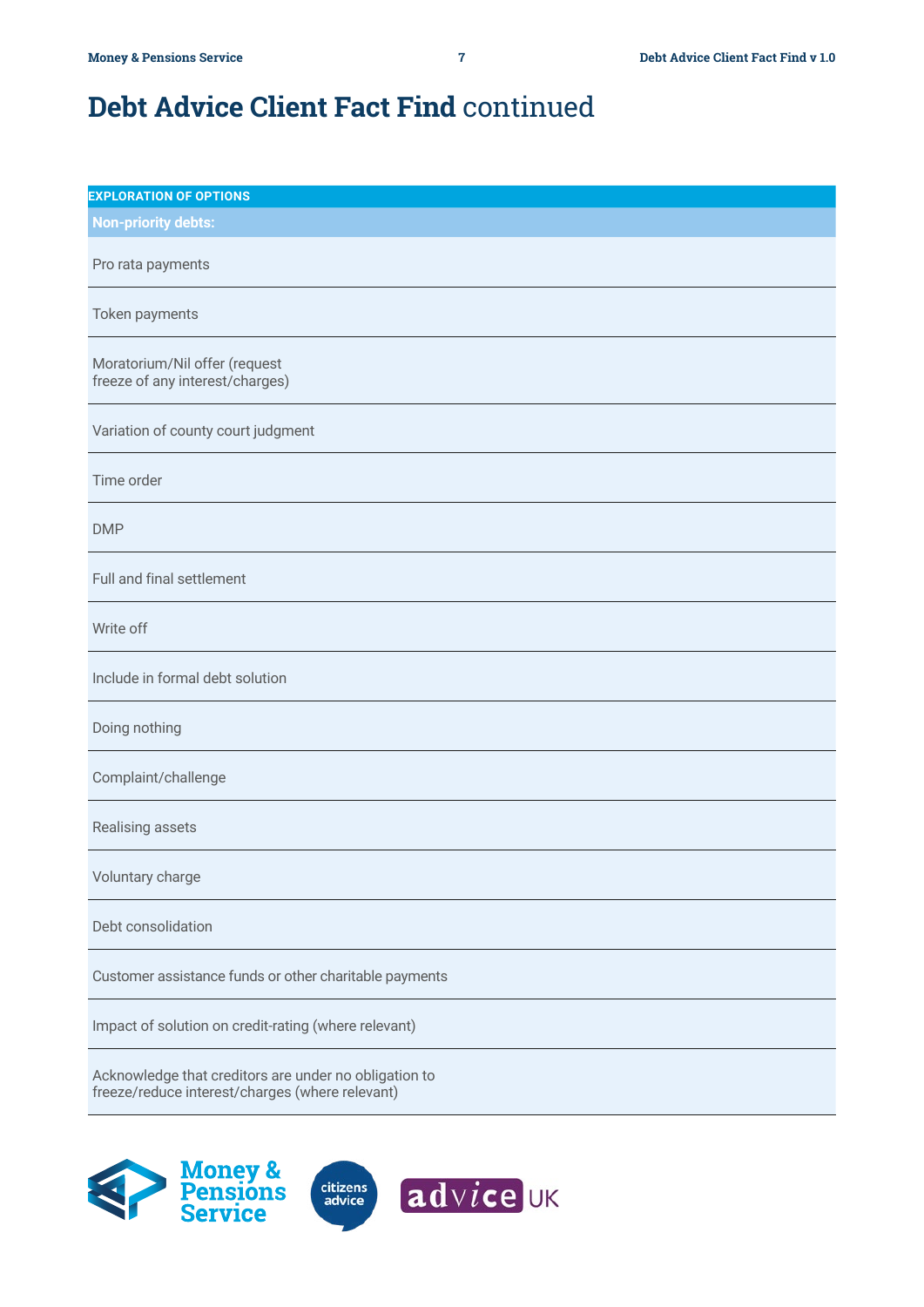# **Debt Advice Client Fact Find** continued

| EXPLORATION OF OPTIONS |
|---|
| **Non-priority debts:** |
| Pro rata payments |
| Token payments |
| Moratorium/Nil offer (request freeze of any interest/charges) |
| Variation of county court judgment |
| Time order |
| DMP |
| Full and final settlement |
| Write off |
| Include in formal debt solution |
| Doing nothing |
| Complaint/challenge |
| Realising assets |
| Voluntary charge |
| Debt consolidation |
| Customer assistance funds or other charitable payments |
| Impact of solution on credit-rating (where relevant) |
| Acknowledge that creditors are under no obligation to freeze/reduce interest/charges (where relevant) |

Money & Pensions Service

citizens advice

advice UK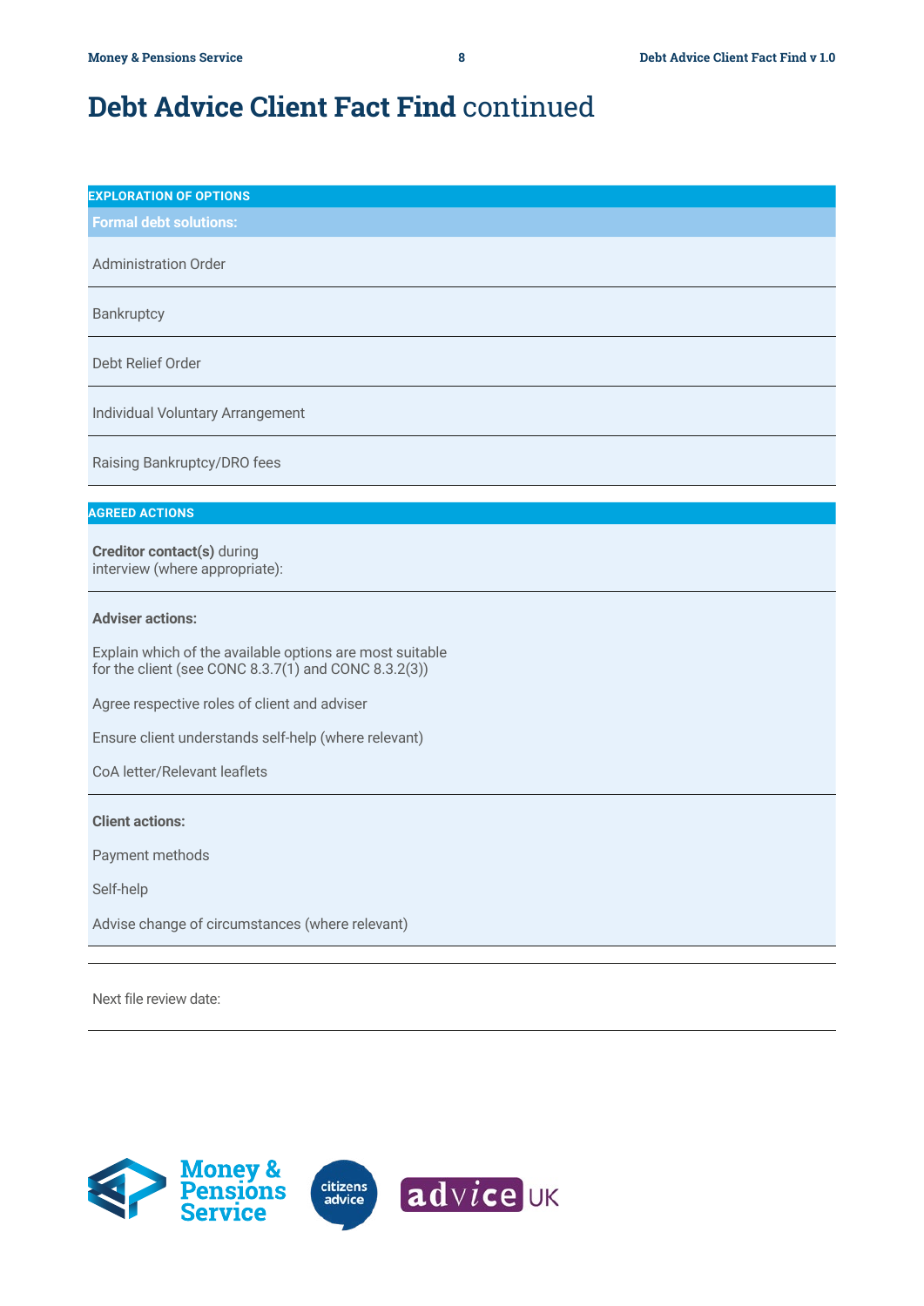# Debt Advice Client Fact Find continued

## EXPLORATION OF OPTIONS

**Formal debt solutions:**

| | |
|---|---|
| Administration Order | |
| Bankruptcy | |
| Debt Relief Order | |
| Individual Voluntary Arrangement | |
| Raising Bankruptcy/DRO fees | |

## AGREED ACTIONS

**Creditor contact(s)** during interview (where appropriate):

**Adviser actions:**

Explain which of the available options are most suitable for the client (see CONC 8.3.7(1) and CONC 8.3.2(3))

Agree respective roles of client and adviser

Ensure client understands self-help (where relevant)

CoA letter/Relevant leaflets

**Client actions:**

Payment methods

Self-help

Advise change of circumstances (where relevant)

Next file review date:

Money & Pensions Service

citizens advice

advice UK